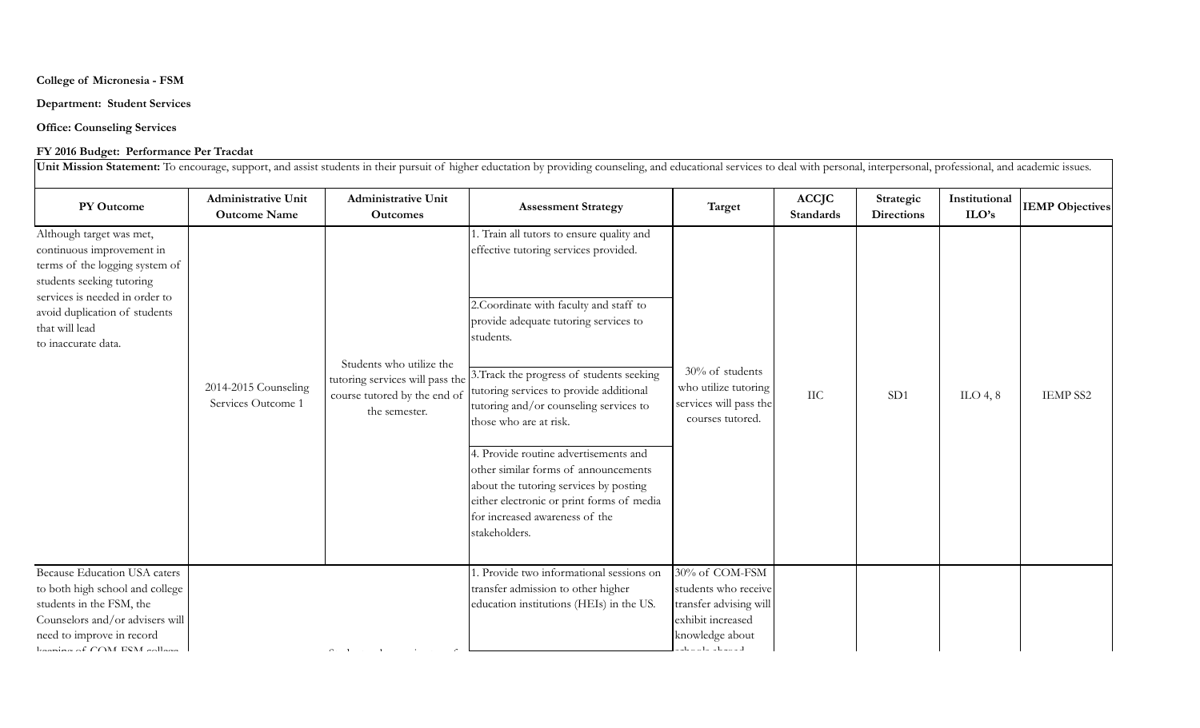**College of Micronesia - FSM**

**Department: Student Services**

**Office: Counseling Services**

**FY 2016 Budget: Performance Per Tracdat**

**Unit Mission Statement:** To encourage, support, and assist students in their pursuit of higher eductation by providing counseling, and educational services to deal with personal, interpersonal, professional, and academic issues.

| PY Outcome | Administrative Unit Outcome Name | Administrative Unit Outcomes | Assessment Strategy | Target | ACCJC Standards | Strategic Directions | Institutional ILO's | IEMP Objectives |
|---|---|---|---|---|---|---|---|---|
| Although target was met, continuous improvement in terms of the logging system of students seeking tutoring services is needed in order to avoid duplication of students that will lead to inaccurate data. | 2014-2015 Counseling Services Outcome 1 | Students who utilize the tutoring services will pass the course tutored by the end of the semester. | 1. Train all tutors to ensure quality and effective tutoring services provided.<br><br>2.Coordinate with faculty and staff to provide adequate tutoring services to students.<br><br>3.Track the progress of students seeking tutoring services to provide additional tutoring and/or counseling services to those who are at risk.<br><br>4. Provide routine advertisements and other similar forms of announcements about the tutoring services by posting either electronic or print forms of media for increased awareness of the stakeholders. | 30% of students who utilize tutoring services will pass the courses tutored. | IIC | SD1 | ILO 4, 8 | IEMP SS2 |
| Because Education USA caters to both high school and college students in the FSM, the Counselors and/or advisers will need to improve in record keeping of COM-FSM college | | | 1. Provide two informational sessions on transfer admission to other higher education institutions (HEIs) in the US. | 30% of COM-FSM students who receive transfer advising will exhibit increased knowledge about | | | | |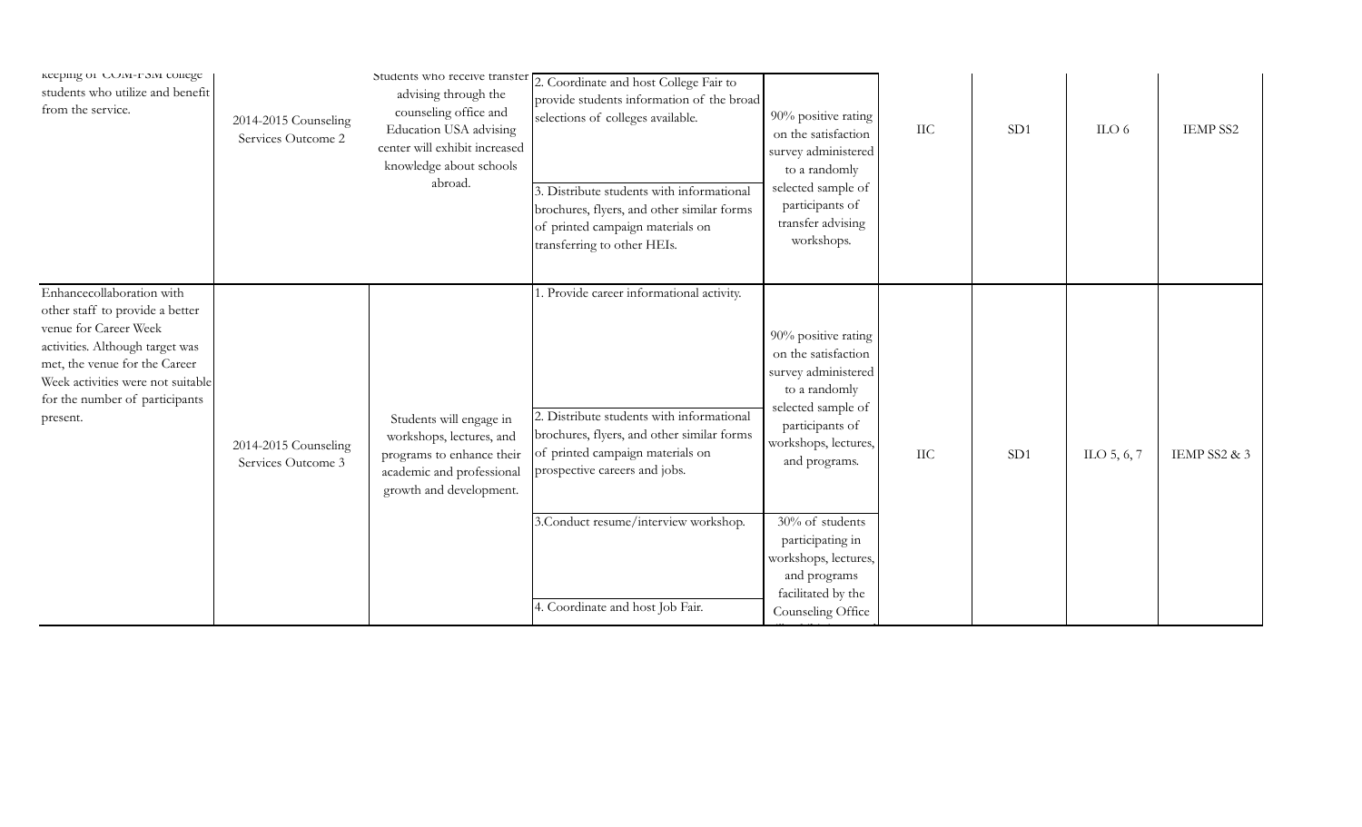| | | | | | | | | |
|---|---|---|---|---|---|---|---|---|
| keeping of COM-FSM college students who utilize and benefit from the service. | 2014-2015 Counseling Services Outcome 2 | Students who receive transfer advising through the counseling office and Education USA advising center will exhibit increased knowledge about schools abroad. | 2. Coordinate and host College Fair to provide students information of the broad selections of colleges available.<br><br>3. Distribute students with informational brochures, flyers, and other similar forms of printed campaign materials on transferring to other HEIs. | 90% positive rating on the satisfaction survey administered to a randomly selected sample of participants of transfer advising workshops. | IIC | SD1 | ILO 6 | IEMP SS2 |
| Enhancecollaboration with other staff to provide a better venue for Career Week activities. Although target was met, the venue for the Career Week activities were not suitable for the number of participants present. | 2014-2015 Counseling Services Outcome 3 | Students will engage in workshops, lectures, and programs to enhance their academic and professional growth and development. | 1. Provide career informational activity.<br><br>2. Distribute students with informational brochures, flyers, and other similar forms of printed campaign materials on prospective careers and jobs.<br><br>3.Conduct resume/interview workshop.<br><br>4. Coordinate and host Job Fair. | 90% positive rating on the satisfaction survey administered to a randomly selected sample of participants of workshops, lectures, and programs.<br><br>30% of students participating in workshops, lectures, and programs facilitated by the Counseling Office | IIC | SD1 | ILO 5, 6, 7 | IEMP SS2 & 3 |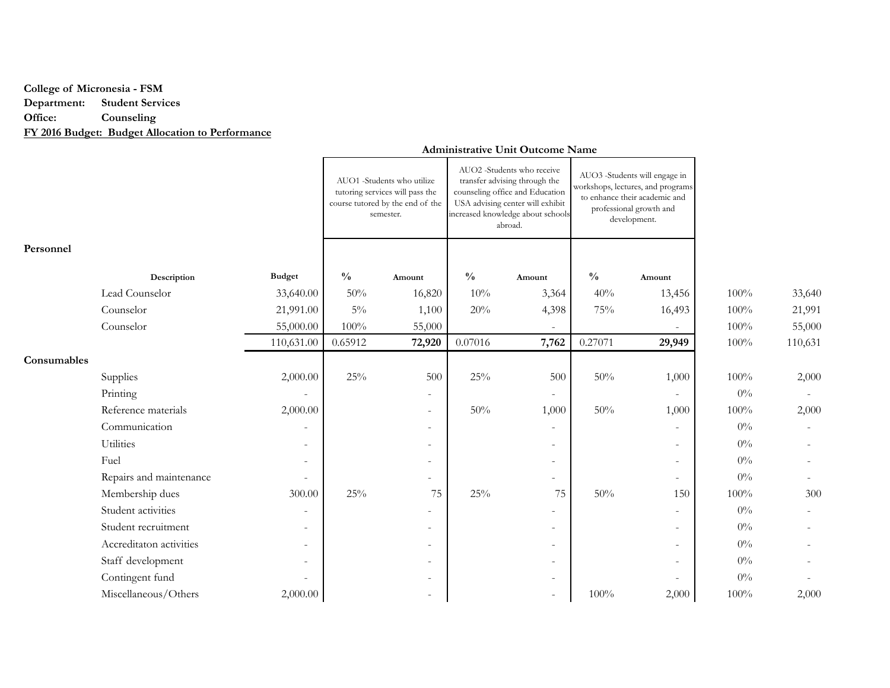**College of Micronesia - FSM**
**Department: Student Services**
**Office: Counseling**
**FY 2016 Budget: Budget Allocation to Performance**

| | | | Administrative Unit Outcome Name | | | | | | | |
|---|---|---|---|---|---|---|---|---|---|---|
| | | | AUO1 -Students who utilize tutoring services will pass the course tutored by the end of the semester. | | AUO2 -Students who receive transfer advising through the counseling office and Education USA advising center will exhibit increased knowledge about schools abroad. | | AUO3 -Students will engage in workshops, lectures, and programs to enhance their academic and professional growth and development. | | | |
| **Personnel** | | | | | | | | | | |
| | **Description** | **Budget** | **%** | **Amount** | **%** | **Amount** | **%** | **Amount** | | |
| | Lead Counselor | 33,640.00 | 50% | 16,820 | 10% | 3,364 | 40% | 13,456 | 100% | 33,640 |
| | Counselor | 21,991.00 | 5% | 1,100 | 20% | 4,398 | 75% | 16,493 | 100% | 21,991 |
| | Counselor | 55,000.00 | 100% | 55,000 | | - | | - | 100% | 55,000 |
| | | 110,631.00 | 0.65912 | **72,920** | 0.07016 | **7,762** | 0.27071 | **29,949** | 100% | 110,631 |
| **Consumables** | | | | | | | | | | |
| | Supplies | 2,000.00 | 25% | 500 | 25% | 500 | 50% | 1,000 | 100% | 2,000 |
| | Printing | - | | - | | - | | - | 0% | - |
| | Reference materials | 2,000.00 | | - | 50% | 1,000 | 50% | 1,000 | 100% | 2,000 |
| | Communication | - | | - | | - | | - | 0% | - |
| | Utilities | - | | - | | - | | - | 0% | - |
| | Fuel | - | | - | | - | | - | 0% | - |
| | Repairs and maintenance | - | | - | | - | | - | 0% | - |
| | Membership dues | 300.00 | 25% | 75 | 25% | 75 | 50% | 150 | 100% | 300 |
| | Student activities | - | | - | | - | | - | 0% | - |
| | Student recruitment | - | | - | | - | | - | 0% | - |
| | Accreditaton activities | - | | - | | - | | - | 0% | - |
| | Staff development | - | | - | | - | | - | 0% | - |
| | Contingent fund | - | | - | | - | | - | 0% | - |
| | Miscellaneous/Others | 2,000.00 | | - | | - | 100% | 2,000 | 100% | 2,000 |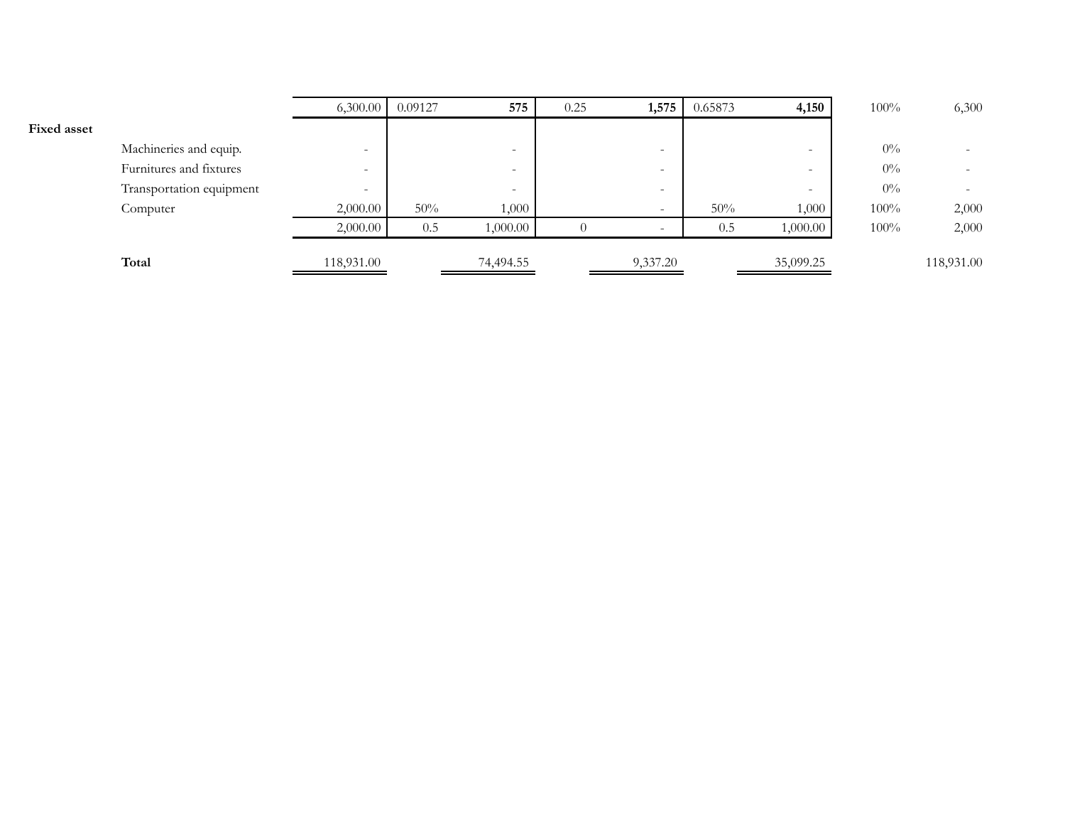| | | | | | | | | | | |
|---|---|---|---|---|---|---|---|---|---|---|
| | | 6,300.00 | 0.09127 | **575** | 0.25 | **1,575** | 0.65873 | **4,150** | 100% | 6,300 |
| **Fixed asset** | | | | | | | | | | |
| | Machineries and equip. | - | | - | | - | | - | 0% | - |
| | Furnitures and fixtures | - | | - | | - | | - | 0% | - |
| | Transportation equipment | - | | - | | - | | - | 0% | - |
| | Computer | 2,000.00 | 50% | 1,000 | | - | 50% | 1,000 | 100% | 2,000 |
| | | 2,000.00 | 0.5 | 1,000.00 | 0 | - | 0.5 | 1,000.00 | 100% | 2,000 |
| | **Total** | 118,931.00 | | 74,494.55 | | 9,337.20 | | 35,099.25 | | 118,931.00 |